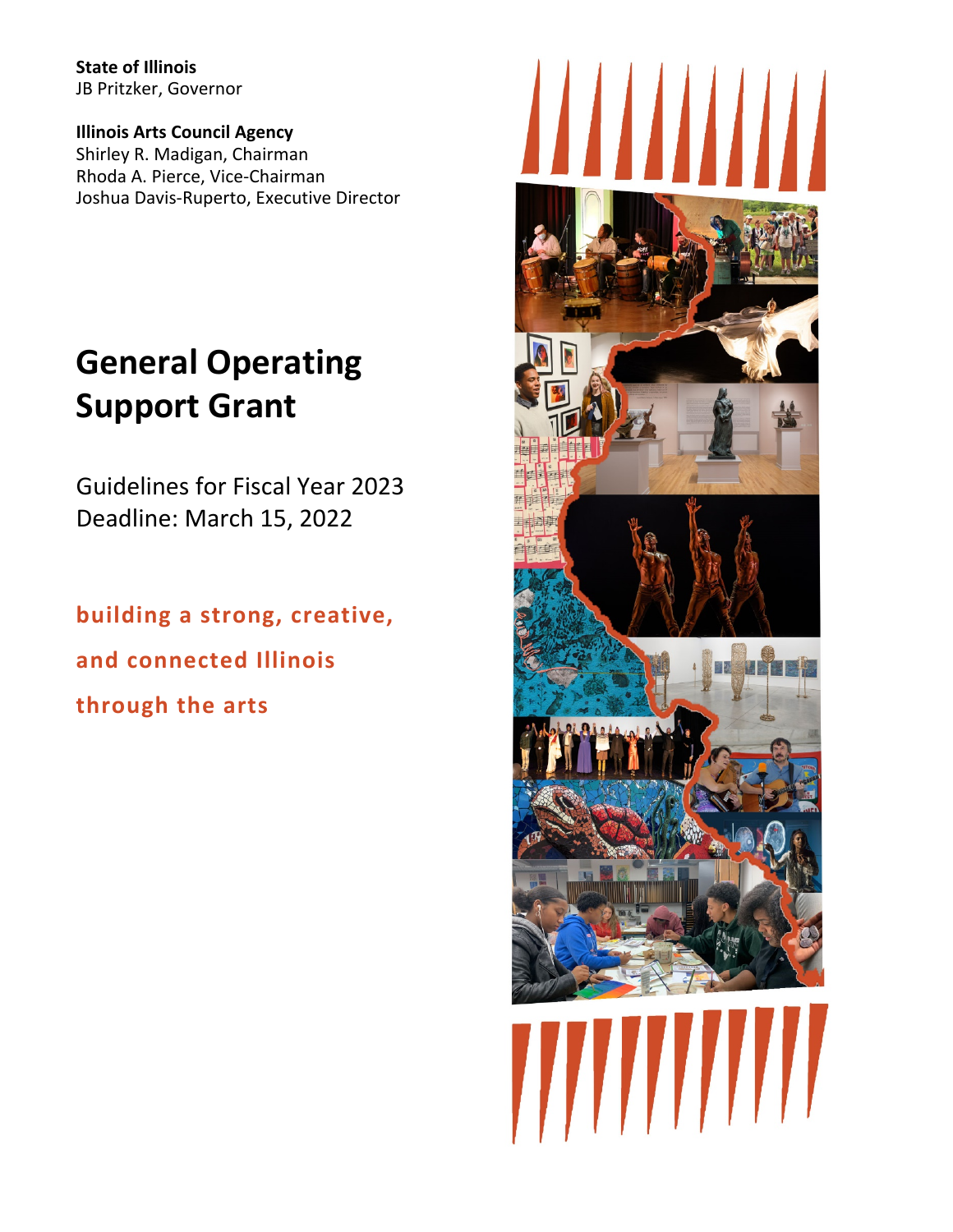**State of Illinois**
JB Pritzker, Governor

**Illinois Arts Council Agency**
Shirley R. Madigan, Chairman
Rhoda A. Pierce, Vice-Chairman
Joshua Davis-Ruperto, Executive Director

# General Operating Support Grant

Guidelines for Fiscal Year 2023
Deadline: March 15, 2022

**building a strong, creative, and connected Illinois through the arts**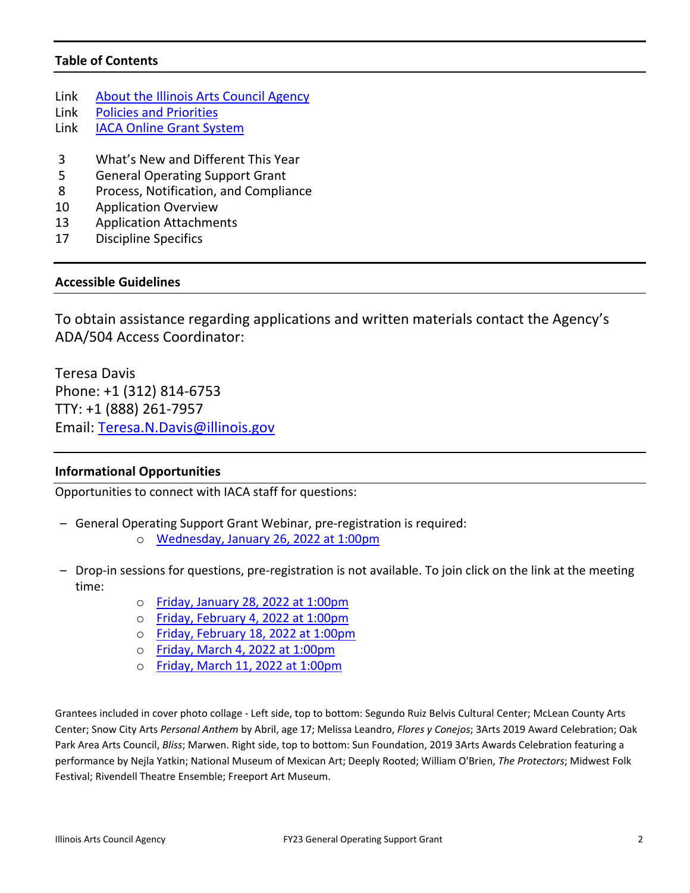## Table of Contents

| | |
|---|---|
| Link | About the Illinois Arts Council Agency |
| Link | Policies and Priorities |
| Link | IACA Online Grant System |
| 3 | What's New and Different This Year |
| 5 | General Operating Support Grant |
| 8 | Process, Notification, and Compliance |
| 10 | Application Overview |
| 13 | Application Attachments |
| 17 | Discipline Specifics |

## Accessible Guidelines

To obtain assistance regarding applications and written materials contact the Agency's ADA/504 Access Coordinator:

Teresa Davis
Phone: +1 (312) 814-6753
TTY: +1 (888) 261-7957
Email: Teresa.N.Davis@illinois.gov

## Informational Opportunities

Opportunities to connect with IACA staff for questions:

- General Operating Support Grant Webinar, pre-registration is required:
  - Wednesday, January 26, 2022 at 1:00pm
- Drop-in sessions for questions, pre-registration is not available. To join click on the link at the meeting time:
  - Friday, January 28, 2022 at 1:00pm
  - Friday, February 4, 2022 at 1:00pm
  - Friday, February 18, 2022 at 1:00pm
  - Friday, March 4, 2022 at 1:00pm
  - Friday, March 11, 2022 at 1:00pm

Grantees included in cover photo collage - Left side, top to bottom: Segundo Ruiz Belvis Cultural Center; McLean County Arts Center; Snow City Arts *Personal Anthem* by Abril, age 17; Melissa Leandro, *Flores y Conejos*; 3Arts 2019 Award Celebration; Oak Park Area Arts Council, *Bliss*; Marwen. Right side, top to bottom: Sun Foundation, 2019 3Arts Awards Celebration featuring a performance by Nejla Yatkin; National Museum of Mexican Art; Deeply Rooted; William O'Brien, *The Protectors*; Midwest Folk Festival; Rivendell Theatre Ensemble; Freeport Art Museum.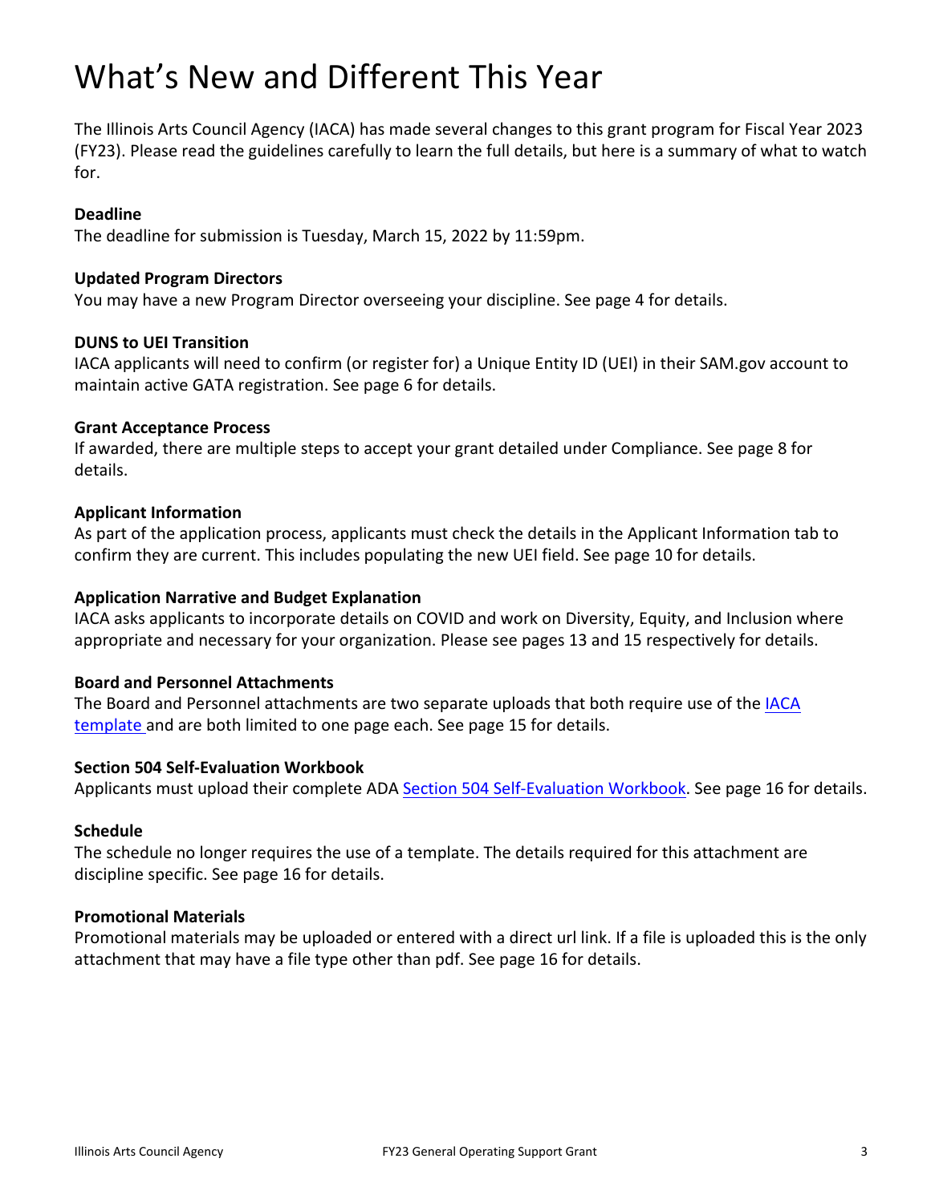# What's New and Different This Year

The Illinois Arts Council Agency (IACA) has made several changes to this grant program for Fiscal Year 2023 (FY23). Please read the guidelines carefully to learn the full details, but here is a summary of what to watch for.

**Deadline**
The deadline for submission is Tuesday, March 15, 2022 by 11:59pm.

**Updated Program Directors**
You may have a new Program Director overseeing your discipline. See page 4 for details.

**DUNS to UEI Transition**
IACA applicants will need to confirm (or register for) a Unique Entity ID (UEI) in their SAM.gov account to maintain active GATA registration. See page 6 for details.

**Grant Acceptance Process**
If awarded, there are multiple steps to accept your grant detailed under Compliance. See page 8 for details.

**Applicant Information**
As part of the application process, applicants must check the details in the Applicant Information tab to confirm they are current. This includes populating the new UEI field. See page 10 for details.

**Application Narrative and Budget Explanation**
IACA asks applicants to incorporate details on COVID and work on Diversity, Equity, and Inclusion where appropriate and necessary for your organization. Please see pages 13 and 15 respectively for details.

**Board and Personnel Attachments**
The Board and Personnel attachments are two separate uploads that both require use of the IACA template and are both limited to one page each. See page 15 for details.

**Section 504 Self-Evaluation Workbook**
Applicants must upload their complete ADA Section 504 Self-Evaluation Workbook. See page 16 for details.

**Schedule**
The schedule no longer requires the use of a template. The details required for this attachment are discipline specific. See page 16 for details.

**Promotional Materials**
Promotional materials may be uploaded or entered with a direct url link. If a file is uploaded this is the only attachment that may have a file type other than pdf. See page 16 for details.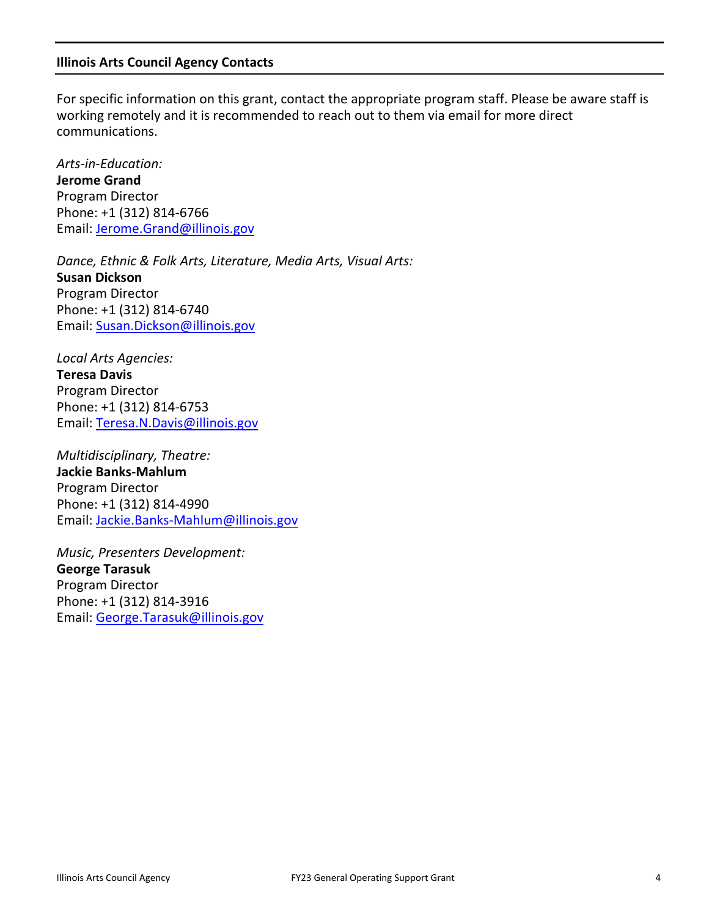## Illinois Arts Council Agency Contacts

For specific information on this grant, contact the appropriate program staff. Please be aware staff is working remotely and it is recommended to reach out to them via email for more direct communications.

*Arts-in-Education:*
**Jerome Grand**
Program Director
Phone: +1 (312) 814-6766
Email: Jerome.Grand@illinois.gov

*Dance, Ethnic & Folk Arts, Literature, Media Arts, Visual Arts:*
**Susan Dickson**
Program Director
Phone: +1 (312) 814-6740
Email: Susan.Dickson@illinois.gov

*Local Arts Agencies:*
**Teresa Davis**
Program Director
Phone: +1 (312) 814-6753
Email: Teresa.N.Davis@illinois.gov

*Multidisciplinary, Theatre:*
**Jackie Banks-Mahlum**
Program Director
Phone: +1 (312) 814-4990
Email: Jackie.Banks-Mahlum@illinois.gov

*Music, Presenters Development:*
**George Tarasuk**
Program Director
Phone: +1 (312) 814-3916
Email: George.Tarasuk@illinois.gov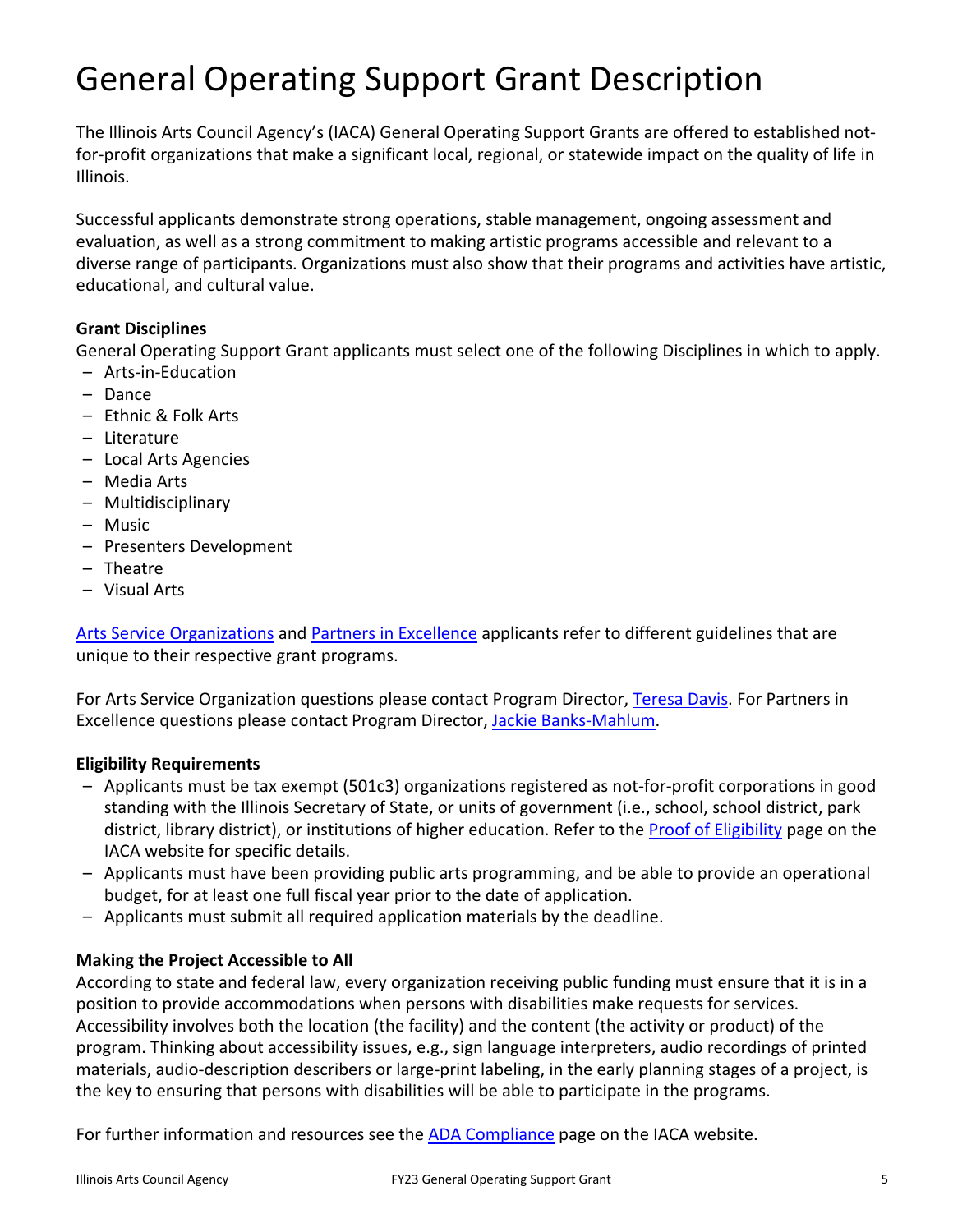# General Operating Support Grant Description

The Illinois Arts Council Agency's (IACA) General Operating Support Grants are offered to established not-for-profit organizations that make a significant local, regional, or statewide impact on the quality of life in Illinois.

Successful applicants demonstrate strong operations, stable management, ongoing assessment and evaluation, as well as a strong commitment to making artistic programs accessible and relevant to a diverse range of participants. Organizations must also show that their programs and activities have artistic, educational, and cultural value.

**Grant Disciplines**

General Operating Support Grant applicants must select one of the following Disciplines in which to apply.

- Arts-in-Education
- Dance
- Ethnic & Folk Arts
- Literature
- Local Arts Agencies
- Media Arts
- Multidisciplinary
- Music
- Presenters Development
- Theatre
- Visual Arts

Arts Service Organizations and Partners in Excellence applicants refer to different guidelines that are unique to their respective grant programs.

For Arts Service Organization questions please contact Program Director, Teresa Davis. For Partners in Excellence questions please contact Program Director, Jackie Banks-Mahlum.

**Eligibility Requirements**

- Applicants must be tax exempt (501c3) organizations registered as not-for-profit corporations in good standing with the Illinois Secretary of State, or units of government (i.e., school, school district, park district, library district), or institutions of higher education. Refer to the Proof of Eligibility page on the IACA website for specific details.
- Applicants must have been providing public arts programming, and be able to provide an operational budget, for at least one full fiscal year prior to the date of application.
- Applicants must submit all required application materials by the deadline.

**Making the Project Accessible to All**

According to state and federal law, every organization receiving public funding must ensure that it is in a position to provide accommodations when persons with disabilities make requests for services. Accessibility involves both the location (the facility) and the content (the activity or product) of the program. Thinking about accessibility issues, e.g., sign language interpreters, audio recordings of printed materials, audio-description describers or large-print labeling, in the early planning stages of a project, is the key to ensuring that persons with disabilities will be able to participate in the programs.

For further information and resources see the ADA Compliance page on the IACA website.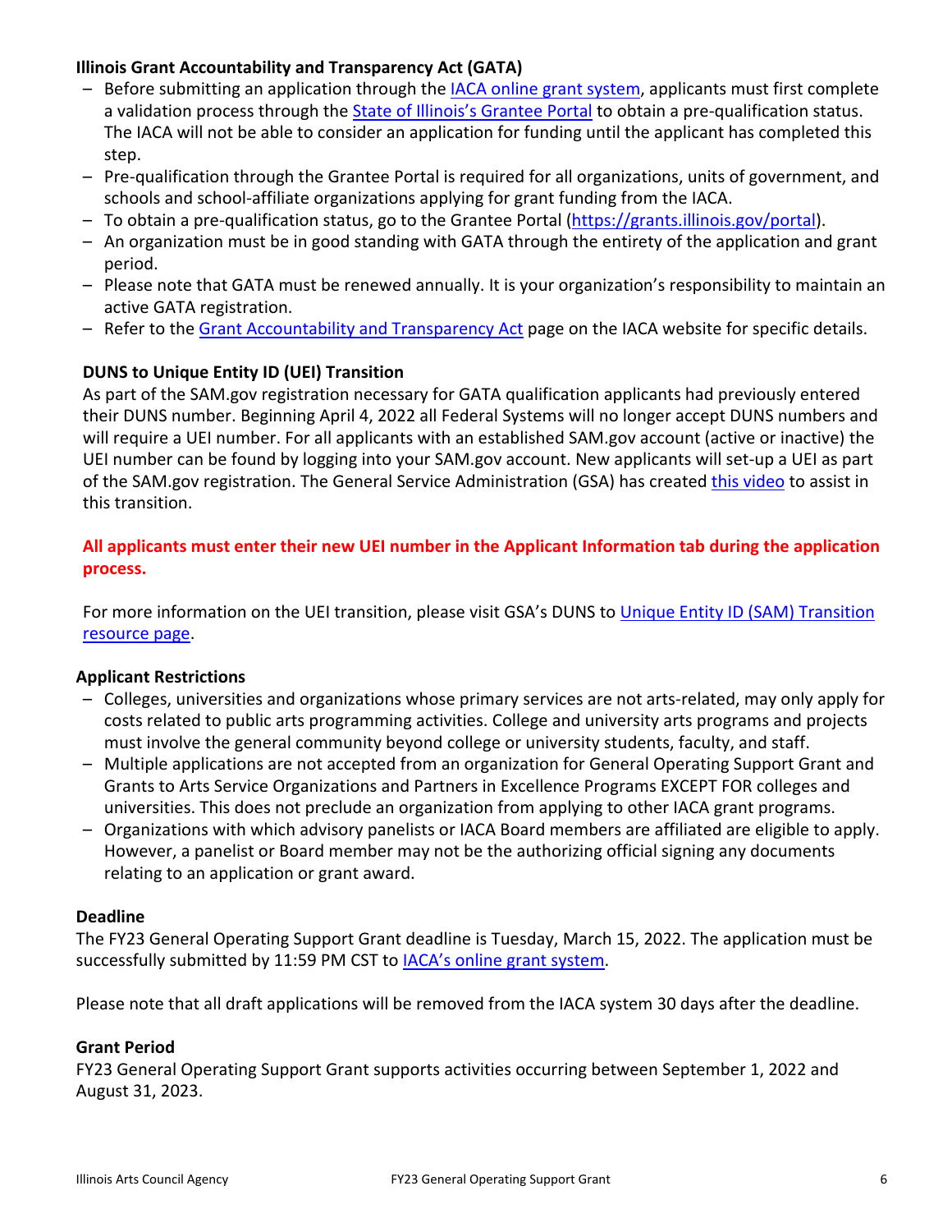**Illinois Grant Accountability and Transparency Act (GATA)**

- Before submitting an application through the IACA online grant system, applicants must first complete a validation process through the State of Illinois's Grantee Portal to obtain a pre-qualification status. The IACA will not be able to consider an application for funding until the applicant has completed this step.
- Pre-qualification through the Grantee Portal is required for all organizations, units of government, and schools and school-affiliate organizations applying for grant funding from the IACA.
- To obtain a pre-qualification status, go to the Grantee Portal (https://grants.illinois.gov/portal).
- An organization must be in good standing with GATA through the entirety of the application and grant period.
- Please note that GATA must be renewed annually. It is your organization's responsibility to maintain an active GATA registration.
- Refer to the Grant Accountability and Transparency Act page on the IACA website for specific details.

**DUNS to Unique Entity ID (UEI) Transition**

As part of the SAM.gov registration necessary for GATA qualification applicants had previously entered their DUNS number. Beginning April 4, 2022 all Federal Systems will no longer accept DUNS numbers and will require a UEI number. For all applicants with an established SAM.gov account (active or inactive) the UEI number can be found by logging into your SAM.gov account. New applicants will set-up a UEI as part of the SAM.gov registration. The General Service Administration (GSA) has created this video to assist in this transition.

**All applicants must enter their new UEI number in the Applicant Information tab during the application process.**

For more information on the UEI transition, please visit GSA's DUNS to Unique Entity ID (SAM) Transition resource page.

**Applicant Restrictions**

- Colleges, universities and organizations whose primary services are not arts-related, may only apply for costs related to public arts programming activities. College and university arts programs and projects must involve the general community beyond college or university students, faculty, and staff.
- Multiple applications are not accepted from an organization for General Operating Support Grant and Grants to Arts Service Organizations and Partners in Excellence Programs EXCEPT FOR colleges and universities. This does not preclude an organization from applying to other IACA grant programs.
- Organizations with which advisory panelists or IACA Board members are affiliated are eligible to apply. However, a panelist or Board member may not be the authorizing official signing any documents relating to an application or grant award.

**Deadline**

The FY23 General Operating Support Grant deadline is Tuesday, March 15, 2022. The application must be successfully submitted by 11:59 PM CST to IACA's online grant system.

Please note that all draft applications will be removed from the IACA system 30 days after the deadline.

**Grant Period**

FY23 General Operating Support Grant supports activities occurring between September 1, 2022 and August 31, 2023.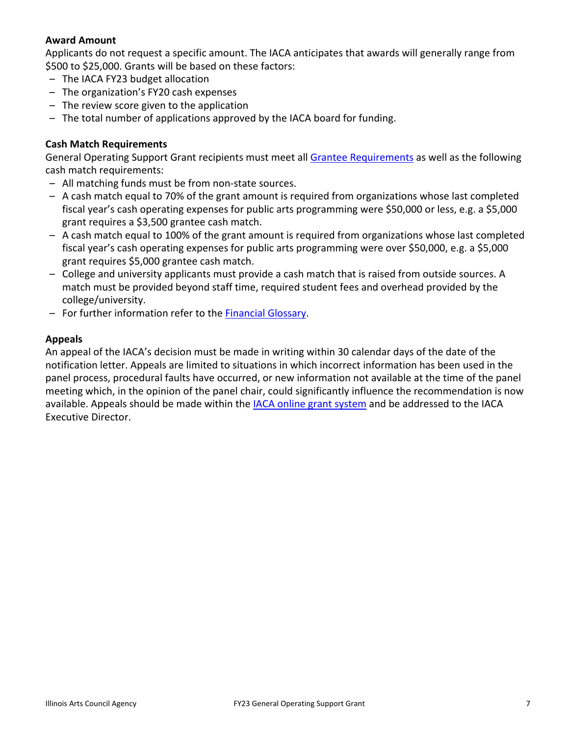### Award Amount

Applicants do not request a specific amount. The IACA anticipates that awards will generally range from $500 to $25,000. Grants will be based on these factors:

- The IACA FY23 budget allocation
- The organization's FY20 cash expenses
- The review score given to the application
- The total number of applications approved by the IACA board for funding.

### Cash Match Requirements

General Operating Support Grant recipients must meet all Grantee Requirements as well as the following cash match requirements:

- All matching funds must be from non-state sources.
- A cash match equal to 70% of the grant amount is required from organizations whose last completed fiscal year's cash operating expenses for public arts programming were $50,000 or less, e.g. a $5,000 grant requires a $3,500 grantee cash match.
- A cash match equal to 100% of the grant amount is required from organizations whose last completed fiscal year's cash operating expenses for public arts programming were over $50,000, e.g. a $5,000 grant requires $5,000 grantee cash match.
- College and university applicants must provide a cash match that is raised from outside sources. A match must be provided beyond staff time, required student fees and overhead provided by the college/university.
- For further information refer to the Financial Glossary.

### Appeals

An appeal of the IACA's decision must be made in writing within 30 calendar days of the date of the notification letter. Appeals are limited to situations in which incorrect information has been used in the panel process, procedural faults have occurred, or new information not available at the time of the panel meeting which, in the opinion of the panel chair, could significantly influence the recommendation is now available. Appeals should be made within the IACA online grant system and be addressed to the IACA Executive Director.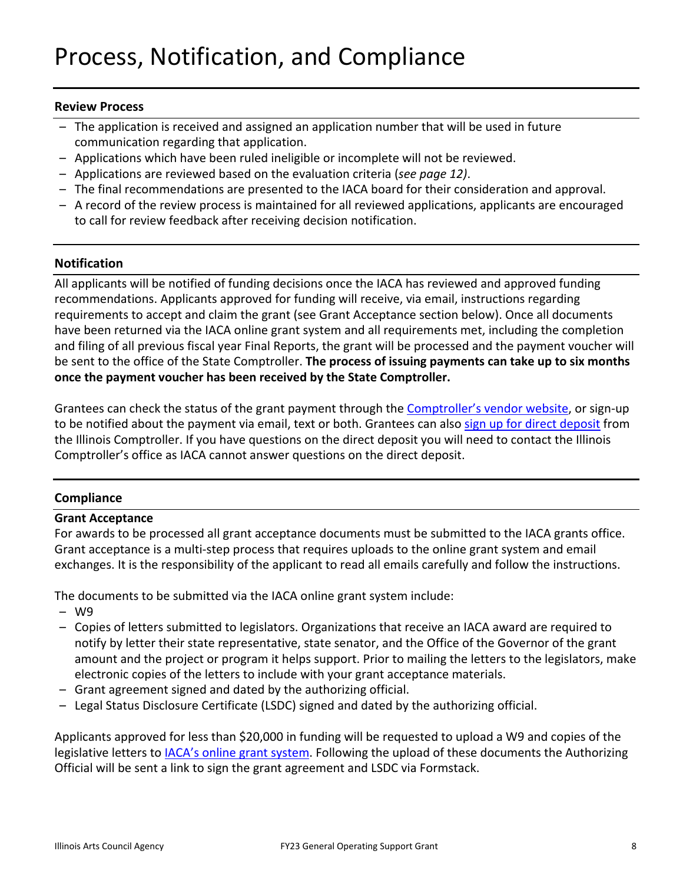# Process, Notification, and Compliance

### Review Process

- The application is received and assigned an application number that will be used in future communication regarding that application.
- Applications which have been ruled ineligible or incomplete will not be reviewed.
- Applications are reviewed based on the evaluation criteria (*see page 12)*.
- The final recommendations are presented to the IACA board for their consideration and approval.
- A record of the review process is maintained for all reviewed applications, applicants are encouraged to call for review feedback after receiving decision notification.

### Notification

All applicants will be notified of funding decisions once the IACA has reviewed and approved funding recommendations. Applicants approved for funding will receive, via email, instructions regarding requirements to accept and claim the grant (see Grant Acceptance section below). Once all documents have been returned via the IACA online grant system and all requirements met, including the completion and filing of all previous fiscal year Final Reports, the grant will be processed and the payment voucher will be sent to the office of the State Comptroller. **The process of issuing payments can take up to six months once the payment voucher has been received by the State Comptroller.**

Grantees can check the status of the grant payment through the Comptroller's vendor website, or sign-up to be notified about the payment via email, text or both. Grantees can also sign up for direct deposit from the Illinois Comptroller. If you have questions on the direct deposit you will need to contact the Illinois Comptroller's office as IACA cannot answer questions on the direct deposit.

### Compliance

**Grant Acceptance**

For awards to be processed all grant acceptance documents must be submitted to the IACA grants office. Grant acceptance is a multi-step process that requires uploads to the online grant system and email exchanges. It is the responsibility of the applicant to read all emails carefully and follow the instructions.

The documents to be submitted via the IACA online grant system include:

- W9
- Copies of letters submitted to legislators. Organizations that receive an IACA award are required to notify by letter their state representative, state senator, and the Office of the Governor of the grant amount and the project or program it helps support. Prior to mailing the letters to the legislators, make electronic copies of the letters to include with your grant acceptance materials.
- Grant agreement signed and dated by the authorizing official.
- Legal Status Disclosure Certificate (LSDC) signed and dated by the authorizing official.

Applicants approved for less than $20,000 in funding will be requested to upload a W9 and copies of the legislative letters to IACA's online grant system. Following the upload of these documents the Authorizing Official will be sent a link to sign the grant agreement and LSDC via Formstack.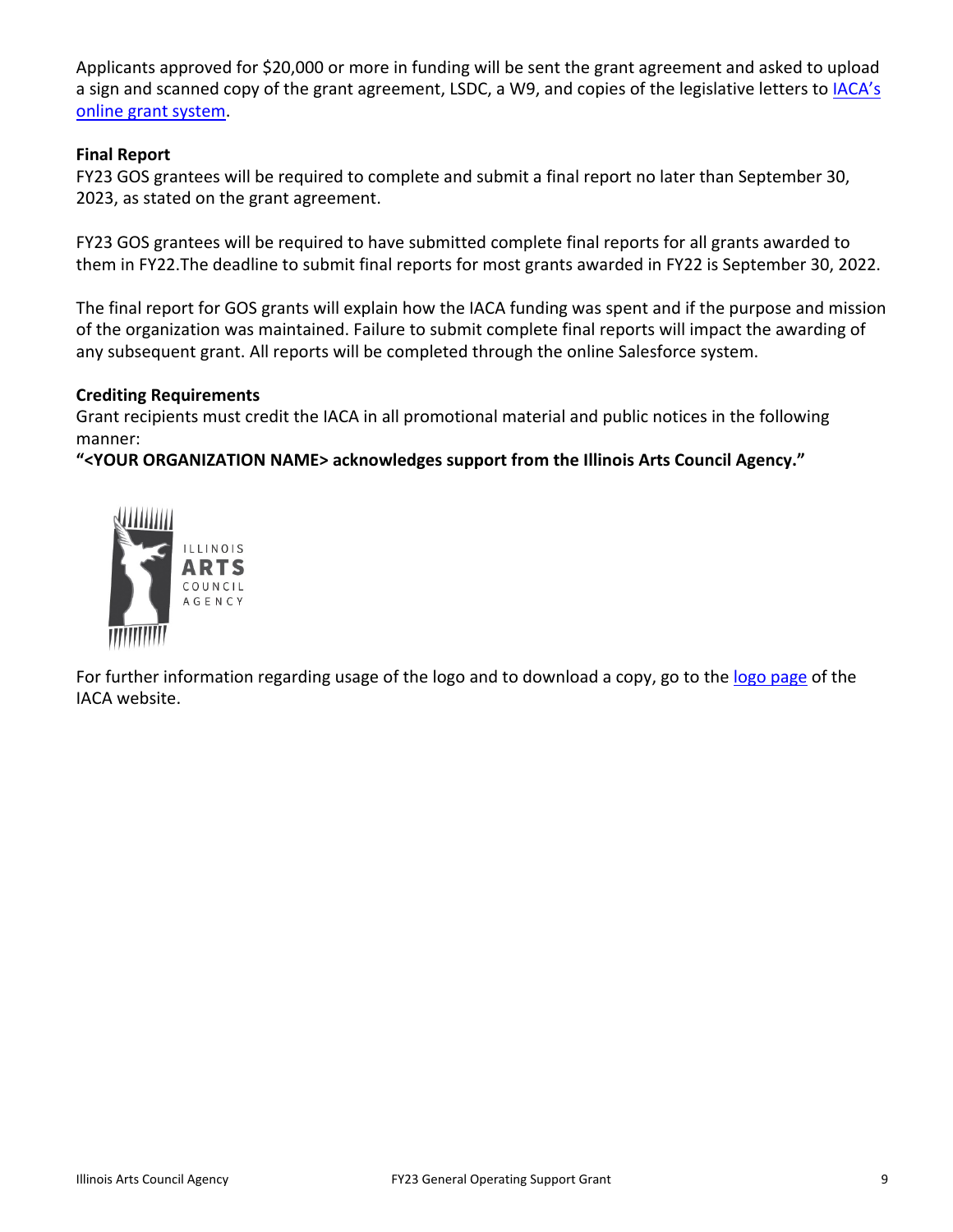Applicants approved for $20,000 or more in funding will be sent the grant agreement and asked to upload a sign and scanned copy of the grant agreement, LSDC, a W9, and copies of the legislative letters to [IACA's online grant system](#).

**Final Report**

FY23 GOS grantees will be required to complete and submit a final report no later than September 30, 2023, as stated on the grant agreement.

FY23 GOS grantees will be required to have submitted complete final reports for all grants awarded to them in FY22.The deadline to submit final reports for most grants awarded in FY22 is September 30, 2022.

The final report for GOS grants will explain how the IACA funding was spent and if the purpose and mission of the organization was maintained. Failure to submit complete final reports will impact the awarding of any subsequent grant. All reports will be completed through the online Salesforce system.

**Crediting Requirements**

Grant recipients must credit the IACA in all promotional material and public notices in the following manner:

**"<YOUR ORGANIZATION NAME> acknowledges support from the Illinois Arts Council Agency."**

ILLINOIS ARTS COUNCIL AGENCY

For further information regarding usage of the logo and to download a copy, go to the [logo page](#) of the IACA website.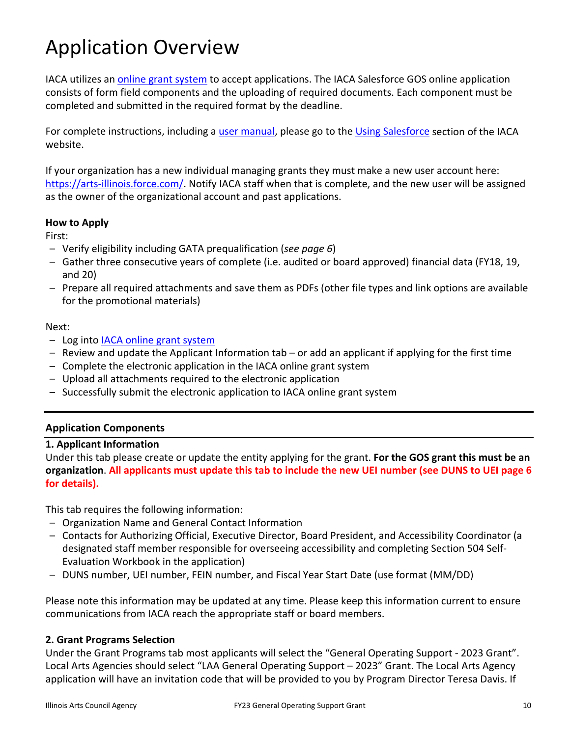# Application Overview

IACA utilizes an [online grant system](https://arts-illinois.force.com/) to accept applications. The IACA Salesforce GOS online application consists of form field components and the uploading of required documents. Each component must be completed and submitted in the required format by the deadline.

For complete instructions, including a user manual, please go to the Using Salesforce section of the IACA website.

If your organization has a new individual managing grants they must make a new user account here: https://arts-illinois.force.com/. Notify IACA staff when that is complete, and the new user will be assigned as the owner of the organizational account and past applications.

**How to Apply**

First:

- Verify eligibility including GATA prequalification (*see page 6*)
- Gather three consecutive years of complete (i.e. audited or board approved) financial data (FY18, 19, and 20)
- Prepare all required attachments and save them as PDFs (other file types and link options are available for the promotional materials)

Next:

- Log into IACA online grant system
- Review and update the Applicant Information tab – or add an applicant if applying for the first time
- Complete the electronic application in the IACA online grant system
- Upload all attachments required to the electronic application
- Successfully submit the electronic application to IACA online grant system

---

**Application Components**

**1. Applicant Information**

Under this tab please create or update the entity applying for the grant. **For the GOS grant this must be an organization**. **All applicants must update this tab to include the new UEI number (see DUNS to UEI page 6 for details).**

This tab requires the following information:

- Organization Name and General Contact Information
- Contacts for Authorizing Official, Executive Director, Board President, and Accessibility Coordinator (a designated staff member responsible for overseeing accessibility and completing Section 504 Self-Evaluation Workbook in the application)
- DUNS number, UEI number, FEIN number, and Fiscal Year Start Date (use format (MM/DD)

Please note this information may be updated at any time. Please keep this information current to ensure communications from IACA reach the appropriate staff or board members.

**2. Grant Programs Selection**

Under the Grant Programs tab most applicants will select the "General Operating Support - 2023 Grant". Local Arts Agencies should select "LAA General Operating Support – 2023" Grant. The Local Arts Agency application will have an invitation code that will be provided to you by Program Director Teresa Davis. If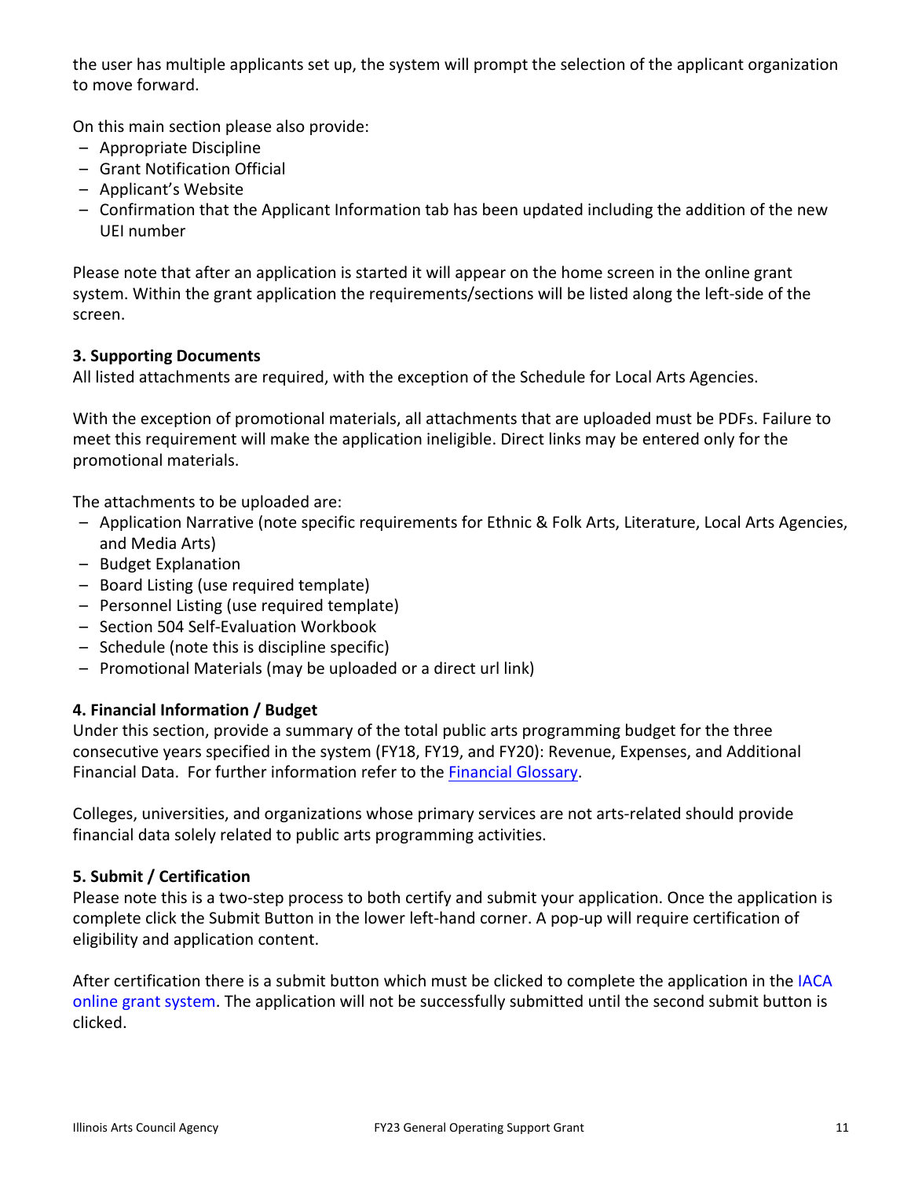the user has multiple applicants set up, the system will prompt the selection of the applicant organization to move forward.

On this main section please also provide:

- Appropriate Discipline
- Grant Notification Official
- Applicant's Website
- Confirmation that the Applicant Information tab has been updated including the addition of the new UEI number

Please note that after an application is started it will appear on the home screen in the online grant system. Within the grant application the requirements/sections will be listed along the left-side of the screen.

### 3. Supporting Documents

All listed attachments are required, with the exception of the Schedule for Local Arts Agencies.

With the exception of promotional materials, all attachments that are uploaded must be PDFs. Failure to meet this requirement will make the application ineligible. Direct links may be entered only for the promotional materials.

The attachments to be uploaded are:

- Application Narrative (note specific requirements for Ethnic & Folk Arts, Literature, Local Arts Agencies, and Media Arts)
- Budget Explanation
- Board Listing (use required template)
- Personnel Listing (use required template)
- Section 504 Self-Evaluation Workbook
- Schedule (note this is discipline specific)
- Promotional Materials (may be uploaded or a direct url link)

### 4. Financial Information / Budget

Under this section, provide a summary of the total public arts programming budget for the three consecutive years specified in the system (FY18, FY19, and FY20): Revenue, Expenses, and Additional Financial Data. For further information refer to the Financial Glossary.

Colleges, universities, and organizations whose primary services are not arts-related should provide financial data solely related to public arts programming activities.

### 5. Submit / Certification

Please note this is a two-step process to both certify and submit your application. Once the application is complete click the Submit Button in the lower left-hand corner. A pop-up will require certification of eligibility and application content.

After certification there is a submit button which must be clicked to complete the application in the IACA online grant system. The application will not be successfully submitted until the second submit button is clicked.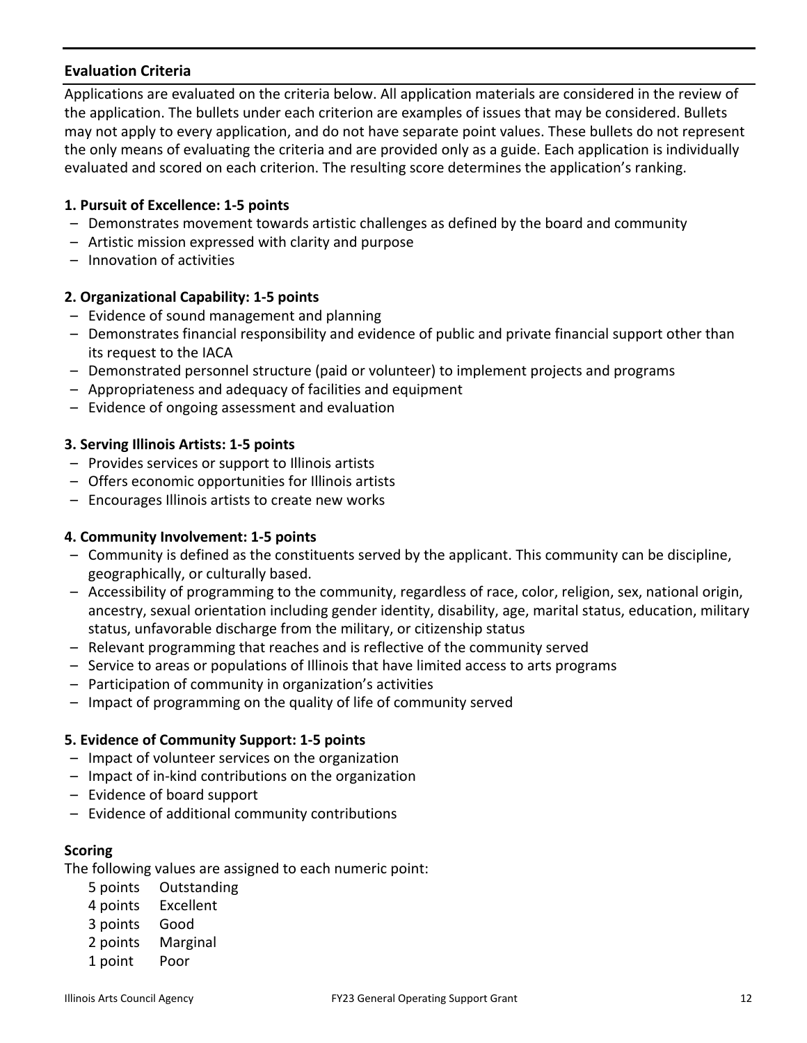## Evaluation Criteria

Applications are evaluated on the criteria below. All application materials are considered in the review of the application. The bullets under each criterion are examples of issues that may be considered. Bullets may not apply to every application, and do not have separate point values. These bullets do not represent the only means of evaluating the criteria and are provided only as a guide. Each application is individually evaluated and scored on each criterion. The resulting score determines the application's ranking.

**1. Pursuit of Excellence: 1-5 points**

- Demonstrates movement towards artistic challenges as defined by the board and community
- Artistic mission expressed with clarity and purpose
- Innovation of activities

**2. Organizational Capability: 1-5 points**

- Evidence of sound management and planning
- Demonstrates financial responsibility and evidence of public and private financial support other than its request to the IACA
- Demonstrated personnel structure (paid or volunteer) to implement projects and programs
- Appropriateness and adequacy of facilities and equipment
- Evidence of ongoing assessment and evaluation

**3. Serving Illinois Artists: 1-5 points**

- Provides services or support to Illinois artists
- Offers economic opportunities for Illinois artists
- Encourages Illinois artists to create new works

**4. Community Involvement: 1-5 points**

- Community is defined as the constituents served by the applicant. This community can be discipline, geographically, or culturally based.
- Accessibility of programming to the community, regardless of race, color, religion, sex, national origin, ancestry, sexual orientation including gender identity, disability, age, marital status, education, military status, unfavorable discharge from the military, or citizenship status
- Relevant programming that reaches and is reflective of the community served
- Service to areas or populations of Illinois that have limited access to arts programs
- Participation of community in organization's activities
- Impact of programming on the quality of life of community served

**5. Evidence of Community Support: 1-5 points**

- Impact of volunteer services on the organization
- Impact of in-kind contributions on the organization
- Evidence of board support
- Evidence of additional community contributions

**Scoring**

The following values are assigned to each numeric point:

| | |
|---|---|
| 5 points | Outstanding |
| 4 points | Excellent |
| 3 points | Good |
| 2 points | Marginal |
| 1 point | Poor |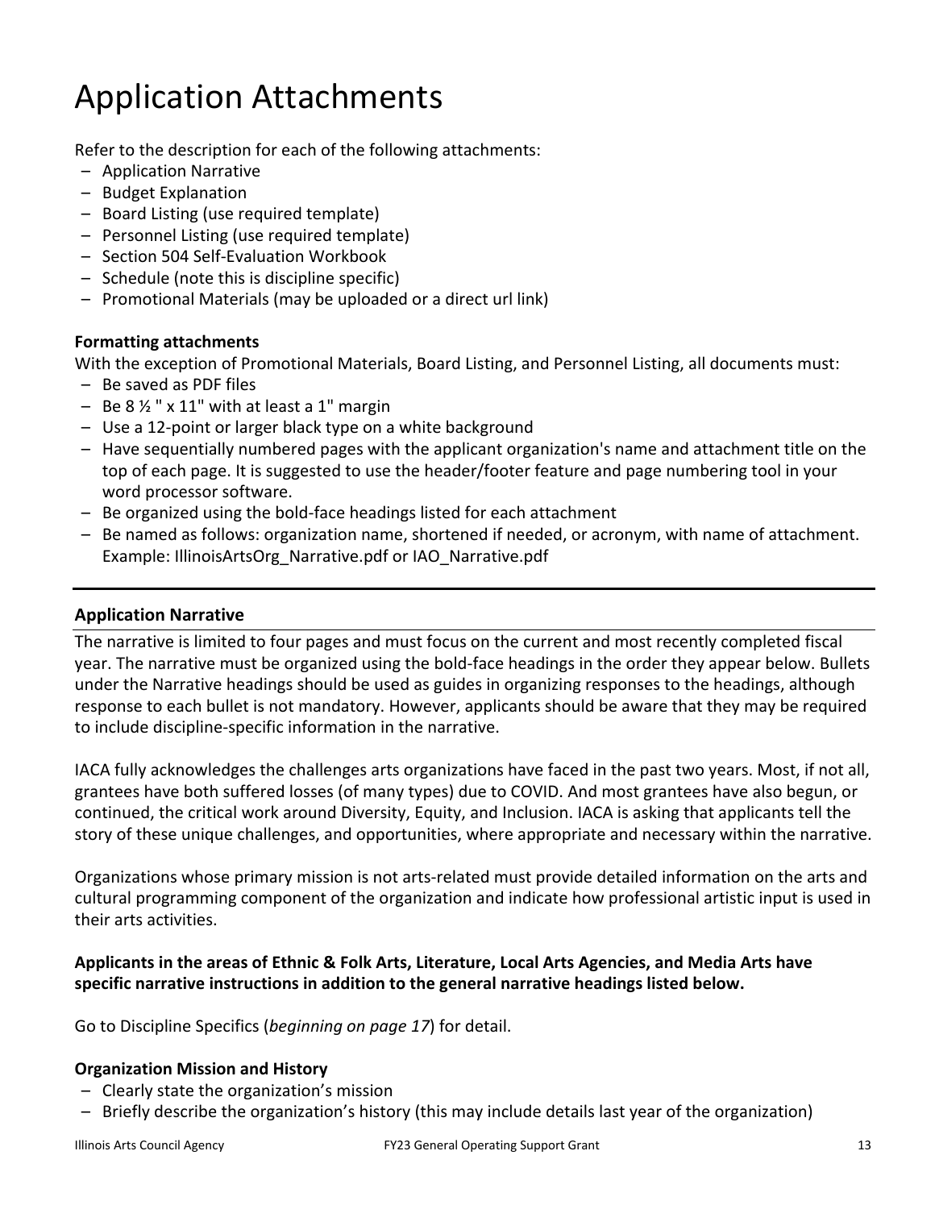# Application Attachments

Refer to the description for each of the following attachments:

- Application Narrative
- Budget Explanation
- Board Listing (use required template)
- Personnel Listing (use required template)
- Section 504 Self-Evaluation Workbook
- Schedule (note this is discipline specific)
- Promotional Materials (may be uploaded or a direct url link)

**Formatting attachments**

With the exception of Promotional Materials, Board Listing, and Personnel Listing, all documents must:

- Be saved as PDF files
- Be 8 ½ " x 11" with at least a 1" margin
- Use a 12-point or larger black type on a white background
- Have sequentially numbered pages with the applicant organization's name and attachment title on the top of each page. It is suggested to use the header/footer feature and page numbering tool in your word processor software.
- Be organized using the bold-face headings listed for each attachment
- Be named as follows: organization name, shortened if needed, or acronym, with name of attachment. Example: IllinoisArtsOrg_Narrative.pdf or IAO_Narrative.pdf

---

**Application Narrative**

The narrative is limited to four pages and must focus on the current and most recently completed fiscal year. The narrative must be organized using the bold-face headings in the order they appear below. Bullets under the Narrative headings should be used as guides in organizing responses to the headings, although response to each bullet is not mandatory. However, applicants should be aware that they may be required to include discipline-specific information in the narrative.

IACA fully acknowledges the challenges arts organizations have faced in the past two years. Most, if not all, grantees have both suffered losses (of many types) due to COVID. And most grantees have also begun, or continued, the critical work around Diversity, Equity, and Inclusion. IACA is asking that applicants tell the story of these unique challenges, and opportunities, where appropriate and necessary within the narrative.

Organizations whose primary mission is not arts-related must provide detailed information on the arts and cultural programming component of the organization and indicate how professional artistic input is used in their arts activities.

**Applicants in the areas of Ethnic & Folk Arts, Literature, Local Arts Agencies, and Media Arts have specific narrative instructions in addition to the general narrative headings listed below.**

Go to Discipline Specifics (*beginning on page 17*) for detail.

**Organization Mission and History**

- Clearly state the organization's mission
- Briefly describe the organization's history (this may include details last year of the organization)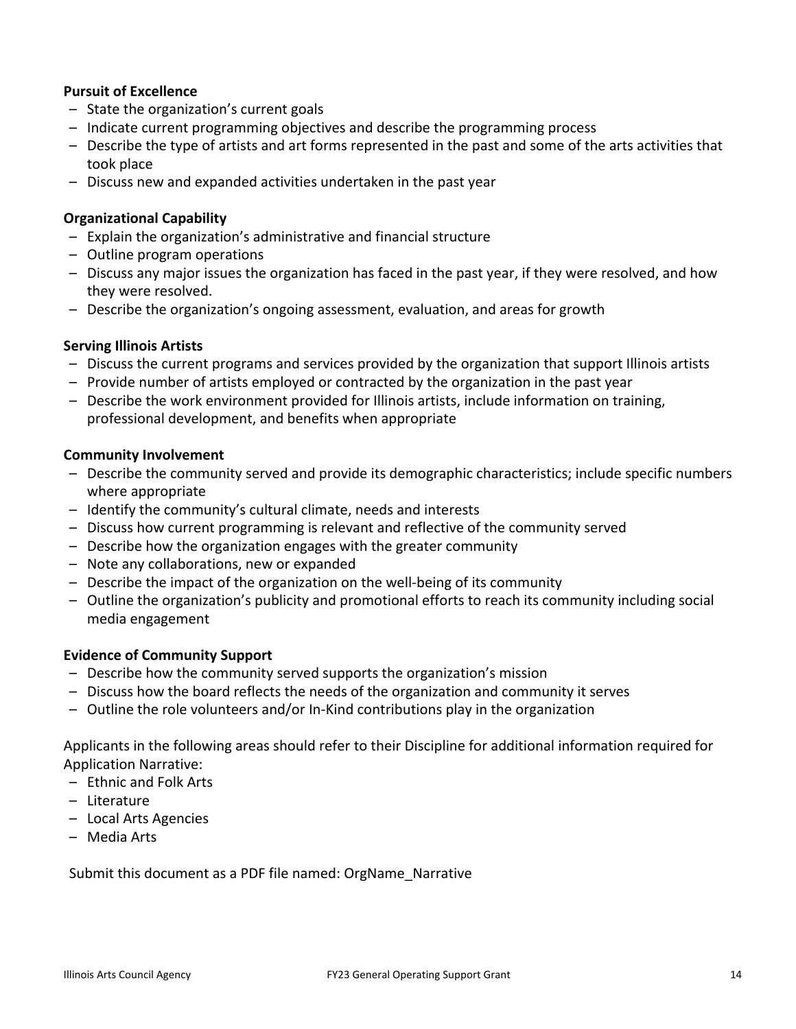**Pursuit of Excellence**

- State the organization's current goals
- Indicate current programming objectives and describe the programming process
- Describe the type of artists and art forms represented in the past and some of the arts activities that took place
- Discuss new and expanded activities undertaken in the past year

**Organizational Capability**

- Explain the organization's administrative and financial structure
- Outline program operations
- Discuss any major issues the organization has faced in the past year, if they were resolved, and how they were resolved.
- Describe the organization's ongoing assessment, evaluation, and areas for growth

**Serving Illinois Artists**

- Discuss the current programs and services provided by the organization that support Illinois artists
- Provide number of artists employed or contracted by the organization in the past year
- Describe the work environment provided for Illinois artists, include information on training, professional development, and benefits when appropriate

**Community Involvement**

- Describe the community served and provide its demographic characteristics; include specific numbers where appropriate
- Identify the community's cultural climate, needs and interests
- Discuss how current programming is relevant and reflective of the community served
- Describe how the organization engages with the greater community
- Note any collaborations, new or expanded
- Describe the impact of the organization on the well-being of its community
- Outline the organization's publicity and promotional efforts to reach its community including social media engagement

**Evidence of Community Support**

- Describe how the community served supports the organization's mission
- Discuss how the board reflects the needs of the organization and community it serves
- Outline the role volunteers and/or In-Kind contributions play in the organization

Applicants in the following areas should refer to their Discipline for additional information required for Application Narrative:

- Ethnic and Folk Arts
- Literature
- Local Arts Agencies
- Media Arts

Submit this document as a PDF file named: OrgName_Narrative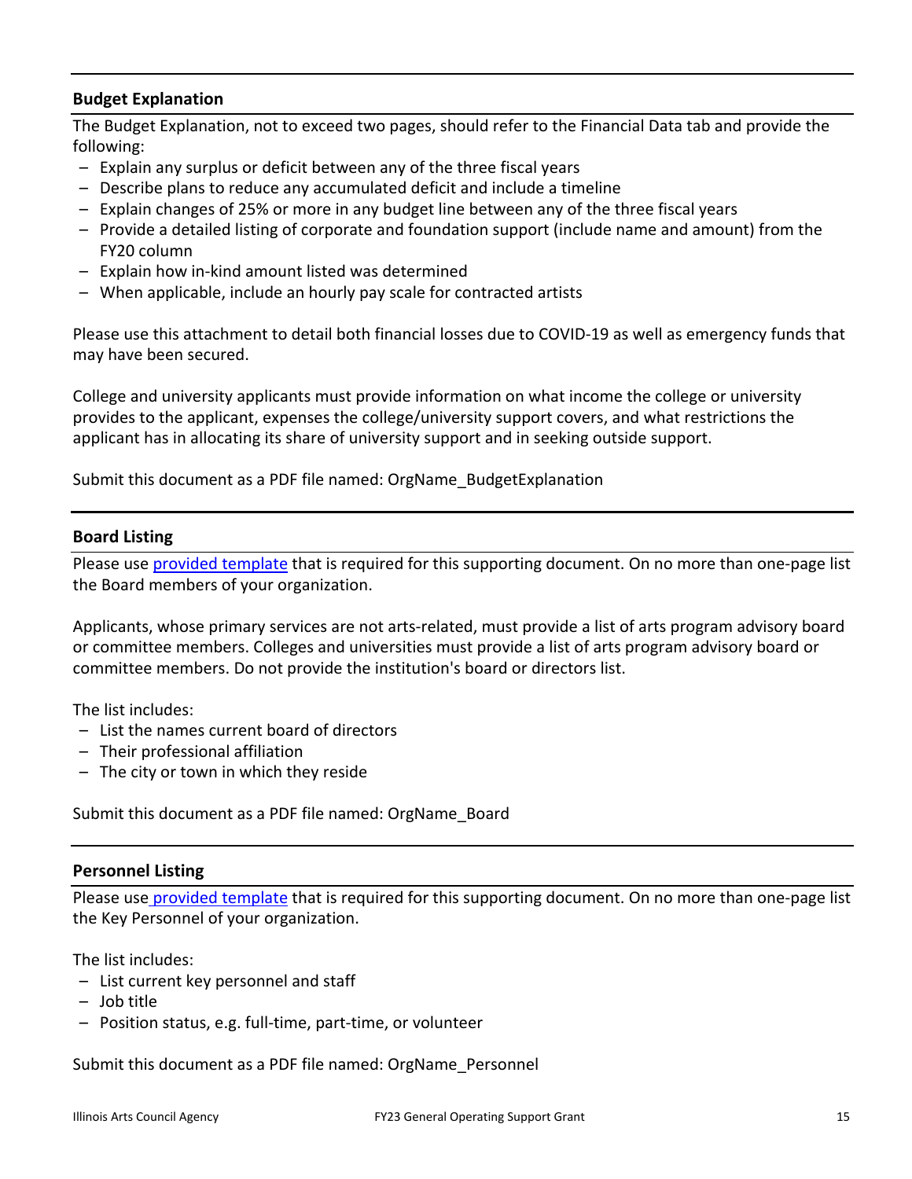### Budget Explanation

The Budget Explanation, not to exceed two pages, should refer to the Financial Data tab and provide the following:

- Explain any surplus or deficit between any of the three fiscal years
- Describe plans to reduce any accumulated deficit and include a timeline
- Explain changes of 25% or more in any budget line between any of the three fiscal years
- Provide a detailed listing of corporate and foundation support (include name and amount) from the FY20 column
- Explain how in-kind amount listed was determined
- When applicable, include an hourly pay scale for contracted artists

Please use this attachment to detail both financial losses due to COVID-19 as well as emergency funds that may have been secured.

College and university applicants must provide information on what income the college or university provides to the applicant, expenses the college/university support covers, and what restrictions the applicant has in allocating its share of university support and in seeking outside support.

Submit this document as a PDF file named: OrgName_BudgetExplanation

### Board Listing

Please use provided template that is required for this supporting document. On no more than one-page list the Board members of your organization.

Applicants, whose primary services are not arts-related, must provide a list of arts program advisory board or committee members. Colleges and universities must provide a list of arts program advisory board or committee members. Do not provide the institution's board or directors list.

The list includes:

- List the names current board of directors
- Their professional affiliation
- The city or town in which they reside

Submit this document as a PDF file named: OrgName_Board

### Personnel Listing

Please use provided template that is required for this supporting document. On no more than one-page list the Key Personnel of your organization.

The list includes:

- List current key personnel and staff
- Job title
- Position status, e.g. full-time, part-time, or volunteer

Submit this document as a PDF file named: OrgName_Personnel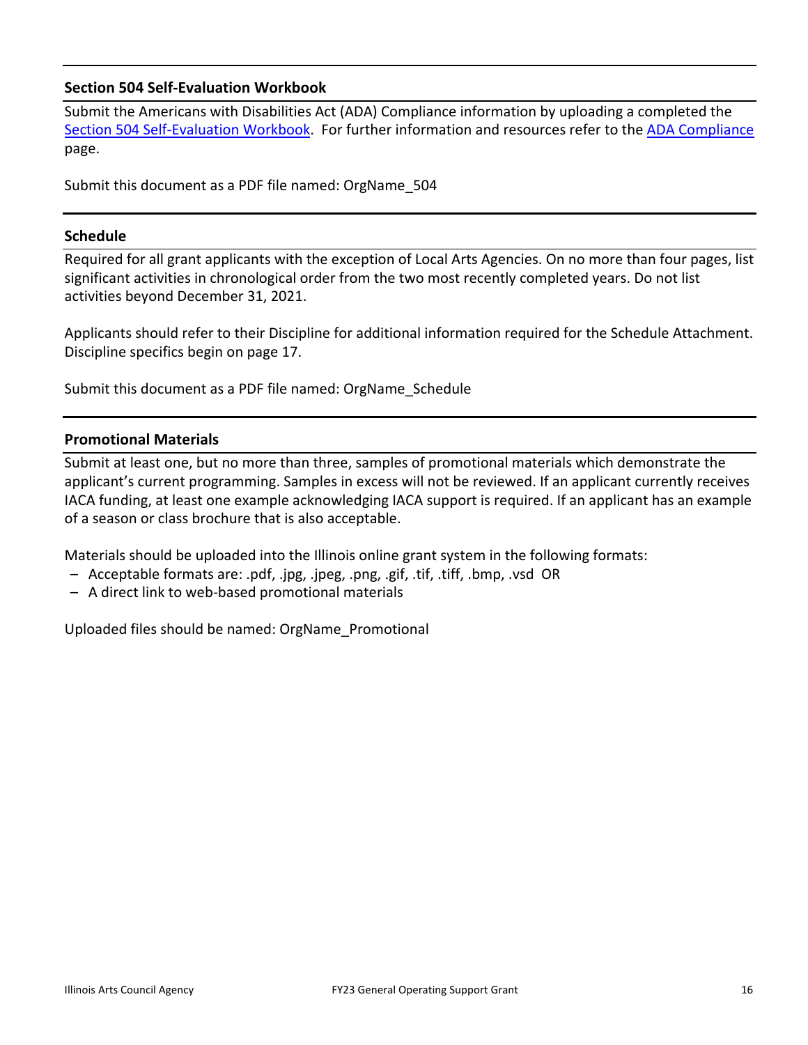### Section 504 Self-Evaluation Workbook

Submit the Americans with Disabilities Act (ADA) Compliance information by uploading a completed the [Section 504 Self-Evaluation Workbook](). For further information and resources refer to the [ADA Compliance]() page.

Submit this document as a PDF file named: OrgName_504

### Schedule

Required for all grant applicants with the exception of Local Arts Agencies. On no more than four pages, list significant activities in chronological order from the two most recently completed years. Do not list activities beyond December 31, 2021.

Applicants should refer to their Discipline for additional information required for the Schedule Attachment. Discipline specifics begin on page 17.

Submit this document as a PDF file named: OrgName_Schedule

### Promotional Materials

Submit at least one, but no more than three, samples of promotional materials which demonstrate the applicant's current programming. Samples in excess will not be reviewed. If an applicant currently receives IACA funding, at least one example acknowledging IACA support is required. If an applicant has an example of a season or class brochure that is also acceptable.

Materials should be uploaded into the Illinois online grant system in the following formats:

- Acceptable formats are: .pdf, .jpg, .jpeg, .png, .gif, .tif, .tiff, .bmp, .vsd OR
- A direct link to web-based promotional materials

Uploaded files should be named: OrgName_Promotional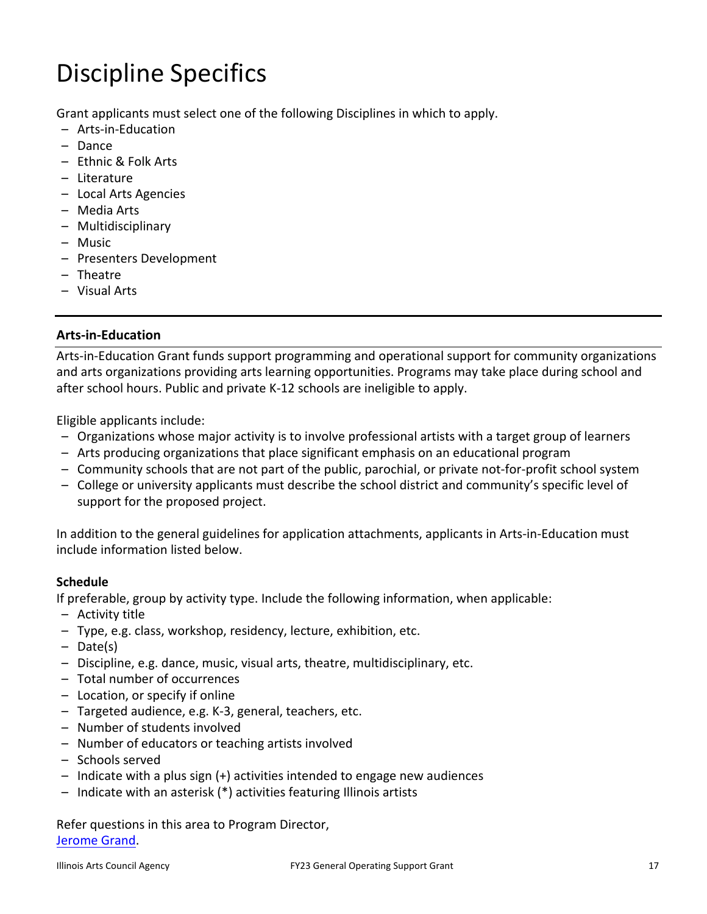# Discipline Specifics

Grant applicants must select one of the following Disciplines in which to apply.

- Arts-in-Education
- Dance
- Ethnic & Folk Arts
- Literature
- Local Arts Agencies
- Media Arts
- Multidisciplinary
- Music
- Presenters Development
- Theatre
- Visual Arts

---

## Arts-in-Education

Arts-in-Education Grant funds support programming and operational support for community organizations and arts organizations providing arts learning opportunities. Programs may take place during school and after school hours. Public and private K-12 schools are ineligible to apply.

Eligible applicants include:

- Organizations whose major activity is to involve professional artists with a target group of learners
- Arts producing organizations that place significant emphasis on an educational program
- Community schools that are not part of the public, parochial, or private not-for-profit school system
- College or university applicants must describe the school district and community's specific level of support for the proposed project.

In addition to the general guidelines for application attachments, applicants in Arts-in-Education must include information listed below.

**Schedule**

If preferable, group by activity type. Include the following information, when applicable:

- Activity title
- Type, e.g. class, workshop, residency, lecture, exhibition, etc.
- Date(s)
- Discipline, e.g. dance, music, visual arts, theatre, multidisciplinary, etc.
- Total number of occurrences
- Location, or specify if online
- Targeted audience, e.g. K-3, general, teachers, etc.
- Number of students involved
- Number of educators or teaching artists involved
- Schools served
- Indicate with a plus sign (+) activities intended to engage new audiences
- Indicate with an asterisk (*) activities featuring Illinois artists

Refer questions in this area to Program Director, [Jerome Grand](#).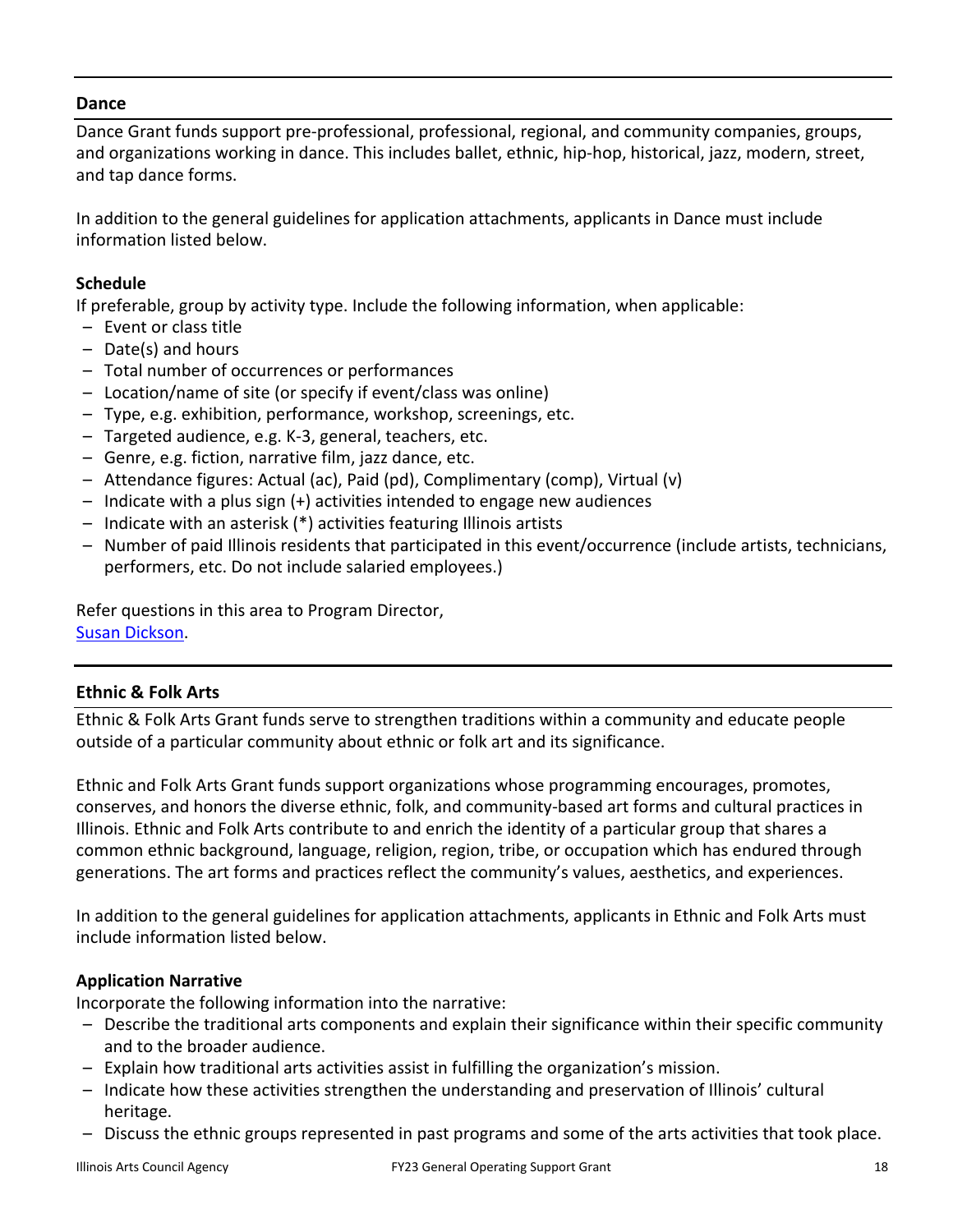## Dance

Dance Grant funds support pre-professional, professional, regional, and community companies, groups, and organizations working in dance. This includes ballet, ethnic, hip-hop, historical, jazz, modern, street, and tap dance forms.

In addition to the general guidelines for application attachments, applicants in Dance must include information listed below.

### Schedule

If preferable, group by activity type. Include the following information, when applicable:

- Event or class title
- Date(s) and hours
- Total number of occurrences or performances
- Location/name of site (or specify if event/class was online)
- Type, e.g. exhibition, performance, workshop, screenings, etc.
- Targeted audience, e.g. K-3, general, teachers, etc.
- Genre, e.g. fiction, narrative film, jazz dance, etc.
- Attendance figures: Actual (ac), Paid (pd), Complimentary (comp), Virtual (v)
- Indicate with a plus sign (+) activities intended to engage new audiences
- Indicate with an asterisk (*) activities featuring Illinois artists
- Number of paid Illinois residents that participated in this event/occurrence (include artists, technicians, performers, etc. Do not include salaried employees.)

Refer questions in this area to Program Director, [Susan Dickson](#).

## Ethnic & Folk Arts

Ethnic & Folk Arts Grant funds serve to strengthen traditions within a community and educate people outside of a particular community about ethnic or folk art and its significance.

Ethnic and Folk Arts Grant funds support organizations whose programming encourages, promotes, conserves, and honors the diverse ethnic, folk, and community-based art forms and cultural practices in Illinois. Ethnic and Folk Arts contribute to and enrich the identity of a particular group that shares a common ethnic background, language, religion, region, tribe, or occupation which has endured through generations. The art forms and practices reflect the community's values, aesthetics, and experiences.

In addition to the general guidelines for application attachments, applicants in Ethnic and Folk Arts must include information listed below.

### Application Narrative

Incorporate the following information into the narrative:

- Describe the traditional arts components and explain their significance within their specific community and to the broader audience.
- Explain how traditional arts activities assist in fulfilling the organization's mission.
- Indicate how these activities strengthen the understanding and preservation of Illinois' cultural heritage.
- Discuss the ethnic groups represented in past programs and some of the arts activities that took place.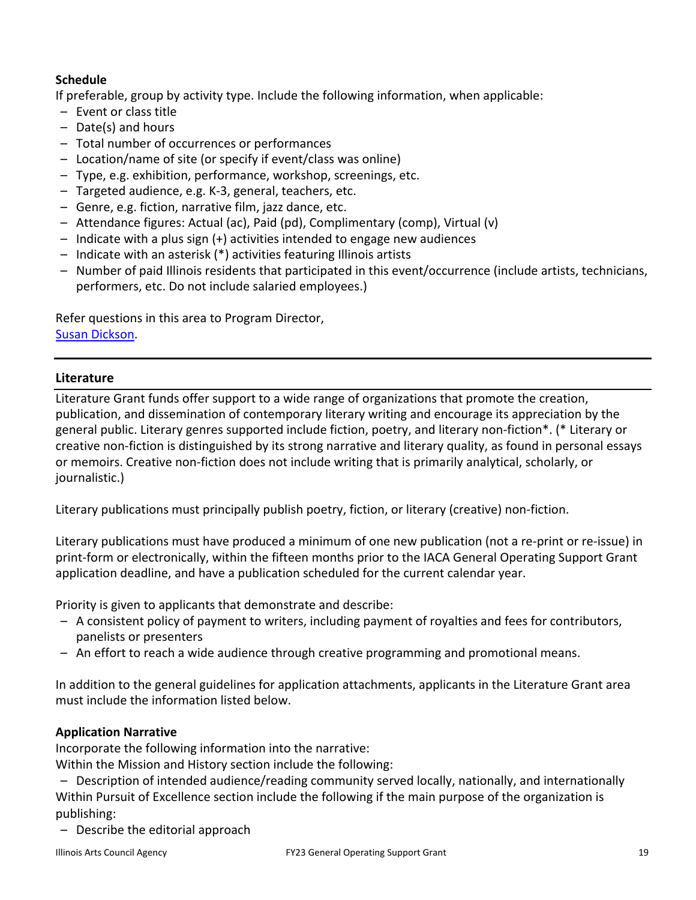**Schedule**

If preferable, group by activity type. Include the following information, when applicable:

- Event or class title
- Date(s) and hours
- Total number of occurrences or performances
- Location/name of site (or specify if event/class was online)
- Type, e.g. exhibition, performance, workshop, screenings, etc.
- Targeted audience, e.g. K-3, general, teachers, etc.
- Genre, e.g. fiction, narrative film, jazz dance, etc.
- Attendance figures: Actual (ac), Paid (pd), Complimentary (comp), Virtual (v)
- Indicate with a plus sign (+) activities intended to engage new audiences
- Indicate with an asterisk (*) activities featuring Illinois artists
- Number of paid Illinois residents that participated in this event/occurrence (include artists, technicians, performers, etc. Do not include salaried employees.)

Refer questions in this area to Program Director,
[Susan Dickson](#).

## Literature

Literature Grant funds offer support to a wide range of organizations that promote the creation, publication, and dissemination of contemporary literary writing and encourage its appreciation by the general public. Literary genres supported include fiction, poetry, and literary non-fiction*. (* Literary or creative non-fiction is distinguished by its strong narrative and literary quality, as found in personal essays or memoirs. Creative non-fiction does not include writing that is primarily analytical, scholarly, or journalistic.)

Literary publications must principally publish poetry, fiction, or literary (creative) non-fiction.

Literary publications must have produced a minimum of one new publication (not a re-print or re-issue) in print-form or electronically, within the fifteen months prior to the IACA General Operating Support Grant application deadline, and have a publication scheduled for the current calendar year.

Priority is given to applicants that demonstrate and describe:

- A consistent policy of payment to writers, including payment of royalties and fees for contributors, panelists or presenters
- An effort to reach a wide audience through creative programming and promotional means.

In addition to the general guidelines for application attachments, applicants in the Literature Grant area must include the information listed below.

**Application Narrative**

Incorporate the following information into the narrative:

Within the Mission and History section include the following:

- Description of intended audience/reading community served locally, nationally, and internationally

Within Pursuit of Excellence section include the following if the main purpose of the organization is publishing:

- Describe the editorial approach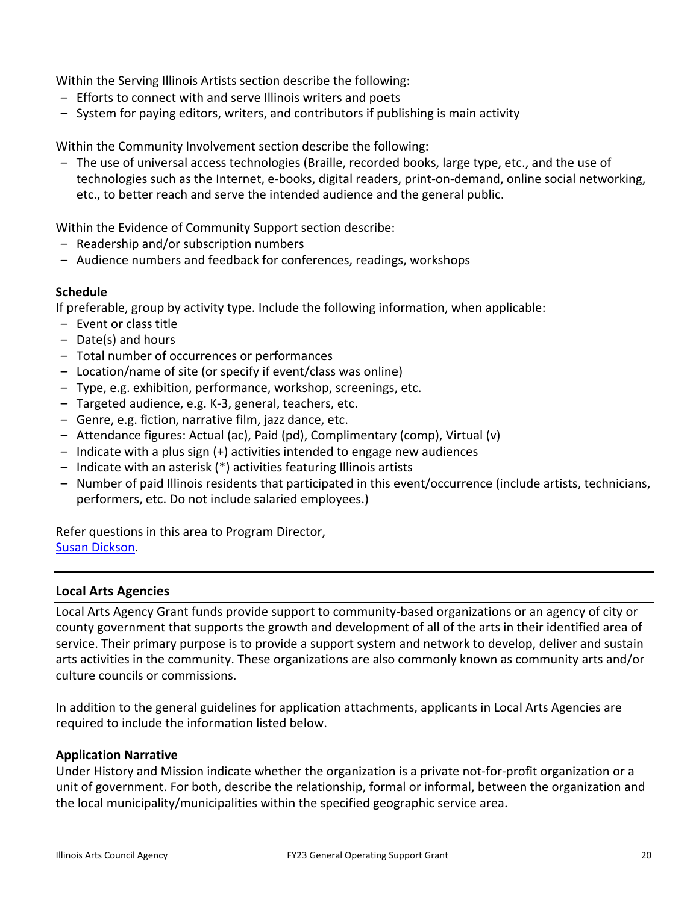Within the Serving Illinois Artists section describe the following:

- Efforts to connect with and serve Illinois writers and poets
- System for paying editors, writers, and contributors if publishing is main activity

Within the Community Involvement section describe the following:

- The use of universal access technologies (Braille, recorded books, large type, etc., and the use of technologies such as the Internet, e-books, digital readers, print-on-demand, online social networking, etc., to better reach and serve the intended audience and the general public.

Within the Evidence of Community Support section describe:

- Readership and/or subscription numbers
- Audience numbers and feedback for conferences, readings, workshops

**Schedule**

If preferable, group by activity type. Include the following information, when applicable:

- Event or class title
- Date(s) and hours
- Total number of occurrences or performances
- Location/name of site (or specify if event/class was online)
- Type, e.g. exhibition, performance, workshop, screenings, etc.
- Targeted audience, e.g. K-3, general, teachers, etc.
- Genre, e.g. fiction, narrative film, jazz dance, etc.
- Attendance figures: Actual (ac), Paid (pd), Complimentary (comp), Virtual (v)
- Indicate with a plus sign (+) activities intended to engage new audiences
- Indicate with an asterisk (*) activities featuring Illinois artists
- Number of paid Illinois residents that participated in this event/occurrence (include artists, technicians, performers, etc. Do not include salaried employees.)

Refer questions in this area to Program Director,
Susan Dickson.

---

## Local Arts Agencies

Local Arts Agency Grant funds provide support to community-based organizations or an agency of city or county government that supports the growth and development of all of the arts in their identified area of service. Their primary purpose is to provide a support system and network to develop, deliver and sustain arts activities in the community. These organizations are also commonly known as community arts and/or culture councils or commissions.

In addition to the general guidelines for application attachments, applicants in Local Arts Agencies are required to include the information listed below.

**Application Narrative**

Under History and Mission indicate whether the organization is a private not-for-profit organization or a unit of government. For both, describe the relationship, formal or informal, between the organization and the local municipality/municipalities within the specified geographic service area.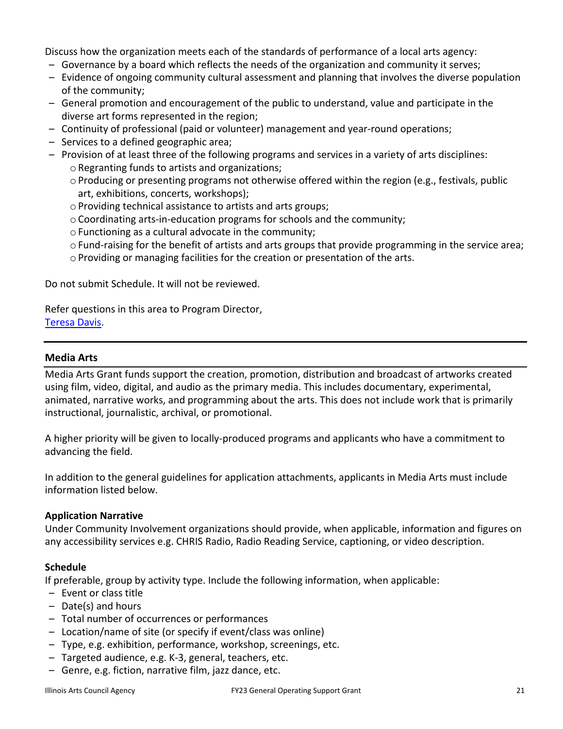Discuss how the organization meets each of the standards of performance of a local arts agency:

- Governance by a board which reflects the needs of the organization and community it serves;
- Evidence of ongoing community cultural assessment and planning that involves the diverse population of the community;
- General promotion and encouragement of the public to understand, value and participate in the diverse art forms represented in the region;
- Continuity of professional (paid or volunteer) management and year-round operations;
- Services to a defined geographic area;
- Provision of at least three of the following programs and services in a variety of arts disciplines:
  - Regranting funds to artists and organizations;
  - Producing or presenting programs not otherwise offered within the region (e.g., festivals, public art, exhibitions, concerts, workshops);
  - Providing technical assistance to artists and arts groups;
  - Coordinating arts-in-education programs for schools and the community;
  - Functioning as a cultural advocate in the community;
  - Fund-raising for the benefit of artists and arts groups that provide programming in the service area;
  - Providing or managing facilities for the creation or presentation of the arts.

Do not submit Schedule. It will not be reviewed.

Refer questions in this area to Program Director, [Teresa Davis](#).

---

## Media Arts

Media Arts Grant funds support the creation, promotion, distribution and broadcast of artworks created using film, video, digital, and audio as the primary media. This includes documentary, experimental, animated, narrative works, and programming about the arts. This does not include work that is primarily instructional, journalistic, archival, or promotional.

A higher priority will be given to locally-produced programs and applicants who have a commitment to advancing the field.

In addition to the general guidelines for application attachments, applicants in Media Arts must include information listed below.

### Application Narrative

Under Community Involvement organizations should provide, when applicable, information and figures on any accessibility services e.g. CHRIS Radio, Radio Reading Service, captioning, or video description.

### Schedule

If preferable, group by activity type. Include the following information, when applicable:

- Event or class title
- Date(s) and hours
- Total number of occurrences or performances
- Location/name of site (or specify if event/class was online)
- Type, e.g. exhibition, performance, workshop, screenings, etc.
- Targeted audience, e.g. K-3, general, teachers, etc.
- Genre, e.g. fiction, narrative film, jazz dance, etc.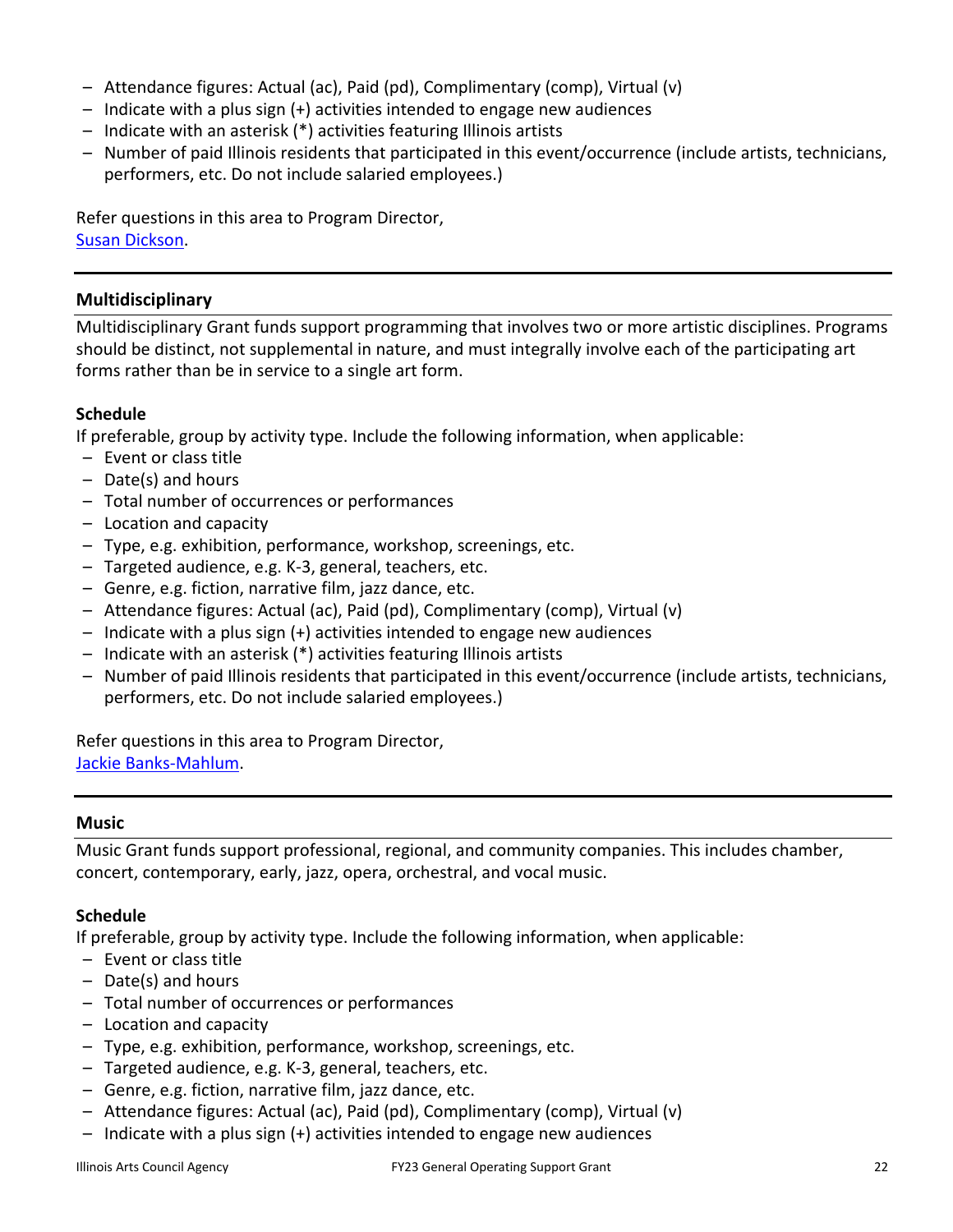- Attendance figures: Actual (ac), Paid (pd), Complimentary (comp), Virtual (v)
- Indicate with a plus sign (+) activities intended to engage new audiences
- Indicate with an asterisk (*) activities featuring Illinois artists
- Number of paid Illinois residents that participated in this event/occurrence (include artists, technicians, performers, etc. Do not include salaried employees.)

Refer questions in this area to Program Director,
[Susan Dickson](#).

---

### Multidisciplinary

Multidisciplinary Grant funds support programming that involves two or more artistic disciplines. Programs should be distinct, not supplemental in nature, and must integrally involve each of the participating art forms rather than be in service to a single art form.

**Schedule**

If preferable, group by activity type. Include the following information, when applicable:

- Event or class title
- Date(s) and hours
- Total number of occurrences or performances
- Location and capacity
- Type, e.g. exhibition, performance, workshop, screenings, etc.
- Targeted audience, e.g. K-3, general, teachers, etc.
- Genre, e.g. fiction, narrative film, jazz dance, etc.
- Attendance figures: Actual (ac), Paid (pd), Complimentary (comp), Virtual (v)
- Indicate with a plus sign (+) activities intended to engage new audiences
- Indicate with an asterisk (*) activities featuring Illinois artists
- Number of paid Illinois residents that participated in this event/occurrence (include artists, technicians, performers, etc. Do not include salaried employees.)

Refer questions in this area to Program Director,
[Jackie Banks-Mahlum](#).

---

### Music

Music Grant funds support professional, regional, and community companies. This includes chamber, concert, contemporary, early, jazz, opera, orchestral, and vocal music.

**Schedule**

If preferable, group by activity type. Include the following information, when applicable:

- Event or class title
- Date(s) and hours
- Total number of occurrences or performances
- Location and capacity
- Type, e.g. exhibition, performance, workshop, screenings, etc.
- Targeted audience, e.g. K-3, general, teachers, etc.
- Genre, e.g. fiction, narrative film, jazz dance, etc.
- Attendance figures: Actual (ac), Paid (pd), Complimentary (comp), Virtual (v)
- Indicate with a plus sign (+) activities intended to engage new audiences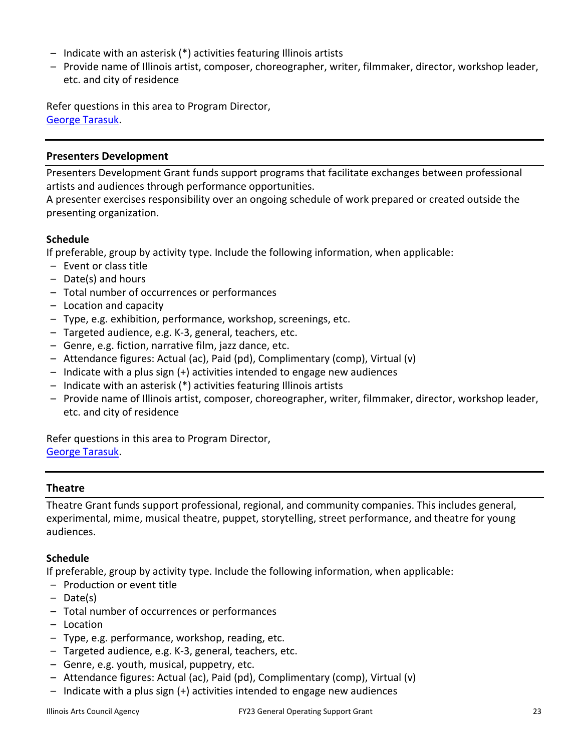- Indicate with an asterisk (*) activities featuring Illinois artists
- Provide name of Illinois artist, composer, choreographer, writer, filmmaker, director, workshop leader, etc. and city of residence

Refer questions in this area to Program Director, [George Tarasuk](George Tarasuk).

---

**Presenters Development**

Presenters Development Grant funds support programs that facilitate exchanges between professional artists and audiences through performance opportunities.
A presenter exercises responsibility over an ongoing schedule of work prepared or created outside the presenting organization.

**Schedule**

If preferable, group by activity type. Include the following information, when applicable:

- Event or class title
- Date(s) and hours
- Total number of occurrences or performances
- Location and capacity
- Type, e.g. exhibition, performance, workshop, screenings, etc.
- Targeted audience, e.g. K-3, general, teachers, etc.
- Genre, e.g. fiction, narrative film, jazz dance, etc.
- Attendance figures: Actual (ac), Paid (pd), Complimentary (comp), Virtual (v)
- Indicate with a plus sign (+) activities intended to engage new audiences
- Indicate with an asterisk (*) activities featuring Illinois artists
- Provide name of Illinois artist, composer, choreographer, writer, filmmaker, director, workshop leader, etc. and city of residence

Refer questions in this area to Program Director, George Tarasuk.

---

**Theatre**

Theatre Grant funds support professional, regional, and community companies. This includes general, experimental, mime, musical theatre, puppet, storytelling, street performance, and theatre for young audiences.

**Schedule**

If preferable, group by activity type. Include the following information, when applicable:

- Production or event title
- Date(s)
- Total number of occurrences or performances
- Location
- Type, e.g. performance, workshop, reading, etc.
- Targeted audience, e.g. K-3, general, teachers, etc.
- Genre, e.g. youth, musical, puppetry, etc.
- Attendance figures: Actual (ac), Paid (pd), Complimentary (comp), Virtual (v)
- Indicate with a plus sign (+) activities intended to engage new audiences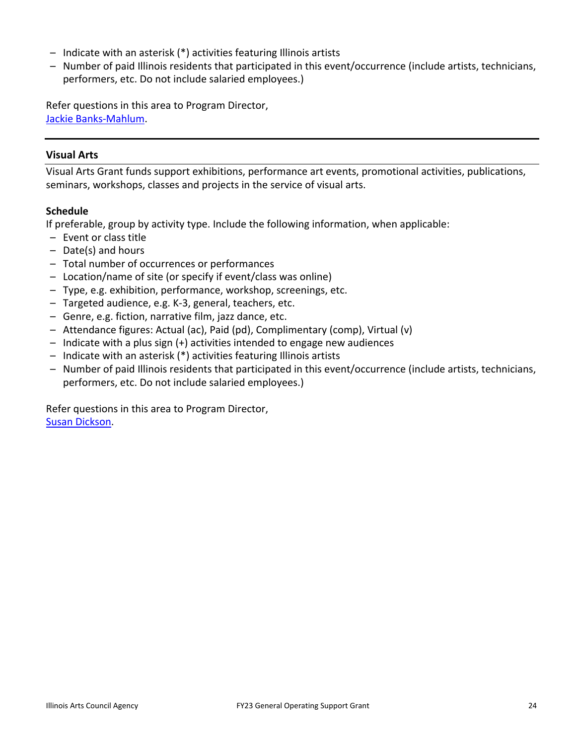- Indicate with an asterisk (*) activities featuring Illinois artists
- Number of paid Illinois residents that participated in this event/occurrence (include artists, technicians, performers, etc. Do not include salaried employees.)

Refer questions in this area to Program Director, [Jackie Banks-Mahlum](#).

---

## Visual Arts

Visual Arts Grant funds support exhibitions, performance art events, promotional activities, publications, seminars, workshops, classes and projects in the service of visual arts.

### Schedule

If preferable, group by activity type. Include the following information, when applicable:

- Event or class title
- Date(s) and hours
- Total number of occurrences or performances
- Location/name of site (or specify if event/class was online)
- Type, e.g. exhibition, performance, workshop, screenings, etc.
- Targeted audience, e.g. K-3, general, teachers, etc.
- Genre, e.g. fiction, narrative film, jazz dance, etc.
- Attendance figures: Actual (ac), Paid (pd), Complimentary (comp), Virtual (v)
- Indicate with a plus sign (+) activities intended to engage new audiences
- Indicate with an asterisk (*) activities featuring Illinois artists
- Number of paid Illinois residents that participated in this event/occurrence (include artists, technicians, performers, etc. Do not include salaried employees.)

Refer questions in this area to Program Director, [Susan Dickson](#).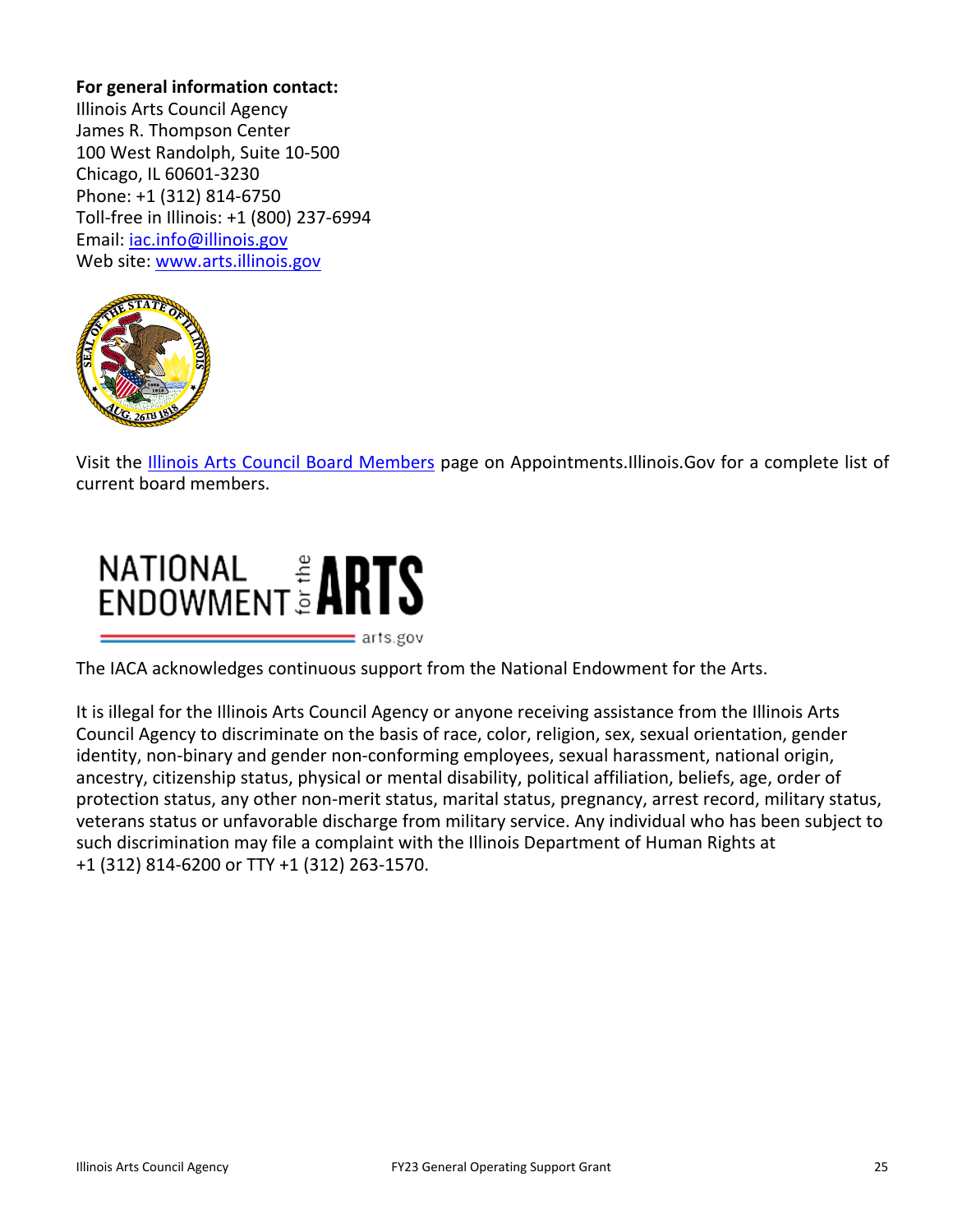**For general information contact:**
Illinois Arts Council Agency
James R. Thompson Center
100 West Randolph, Suite 10-500
Chicago, IL 60601-3230
Phone: +1 (312) 814-6750
Toll-free in Illinois: +1 (800) 237-6994
Email: [iac.info@illinois.gov](mailto:iac.info@illinois.gov)
Web site: [www.arts.illinois.gov](http://www.arts.illinois.gov)

Visit the [Illinois Arts Council Board Members](#) page on Appointments.Illinois.Gov for a complete list of current board members.

The IACA acknowledges continuous support from the National Endowment for the Arts.

It is illegal for the Illinois Arts Council Agency or anyone receiving assistance from the Illinois Arts Council Agency to discriminate on the basis of race, color, religion, sex, sexual orientation, gender identity, non-binary and gender non-conforming employees, sexual harassment, national origin, ancestry, citizenship status, physical or mental disability, political affiliation, beliefs, age, order of protection status, any other non-merit status, marital status, pregnancy, arrest record, military status, veterans status or unfavorable discharge from military service. Any individual who has been subject to such discrimination may file a complaint with the Illinois Department of Human Rights at +1 (312) 814-6200 or TTY +1 (312) 263-1570.